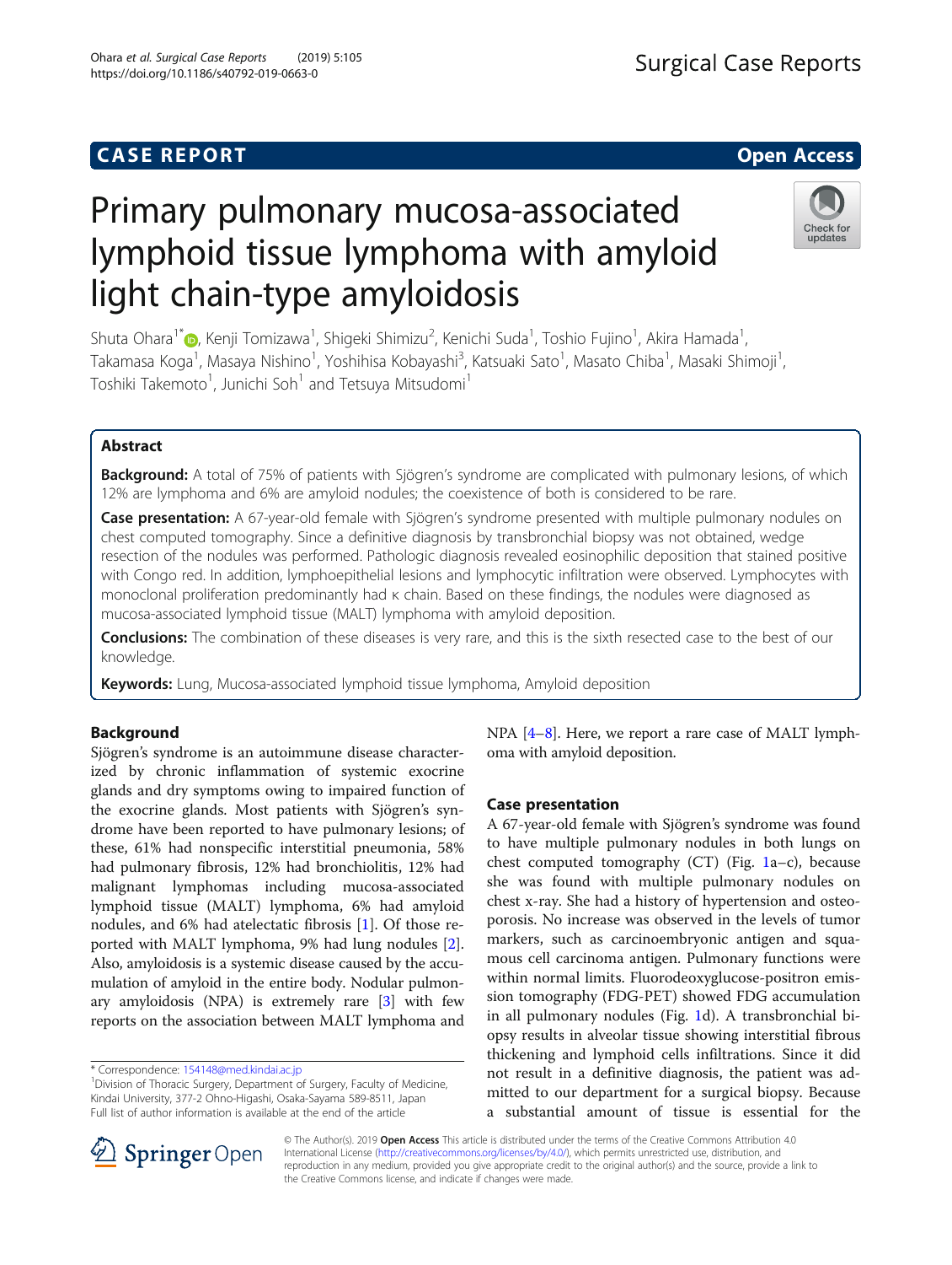# CASE REPORT

# Primary pulmonary mucosa-associated lymphoid tissue lymphoma with amyloid light chain-type amyloidosis

Shuta Ohara[1*], Kenji Tomizawa[1], Shigeki Shimizu[2], Kenichi Suda[1], Toshio Fujino[1], Akira Hamada[1], Takamasa Koga[1], Masaya Nishino[1], Yoshihisa Kobayashi[3], Katsuaki Sato[1], Masato Chiba[1], Masaki Shimoji[1], Toshiki Takemoto[1], Junichi Soh[1] and Tetsuya Mitsudomi[1]

## Abstract

**Background:** A total of 75% of patients with Sjögren's syndrome are complicated with pulmonary lesions, of which 12% are lymphoma and 6% are amyloid nodules; the coexistence of both is considered to be rare.

**Case presentation:** A 67-year-old female with Sjögren's syndrome presented with multiple pulmonary nodules on chest computed tomography. Since a definitive diagnosis by transbronchial biopsy was not obtained, wedge resection of the nodules was performed. Pathologic diagnosis revealed eosinophilic deposition that stained positive with Congo red. In addition, lymphoepithelial lesions and lymphocytic infiltration were observed. Lymphocytes with monoclonal proliferation predominantly had κ chain. Based on these findings, the nodules were diagnosed as mucosa-associated lymphoid tissue (MALT) lymphoma with amyloid deposition.

**Conclusions:** The combination of these diseases is very rare, and this is the sixth resected case to the best of our knowledge.

**Keywords:** Lung, Mucosa-associated lymphoid tissue lymphoma, Amyloid deposition

## Background

Sjögren's syndrome is an autoimmune disease characterized by chronic inflammation of systemic exocrine glands and dry symptoms owing to impaired function of the exocrine glands. Most patients with Sjögren's syndrome have been reported to have pulmonary lesions; of these, 61% had nonspecific interstitial pneumonia, 58% had pulmonary fibrosis, 12% had bronchiolitis, 12% had malignant lymphomas including mucosa-associated lymphoid tissue (MALT) lymphoma, 6% had amyloid nodules, and 6% had atelectatic fibrosis [1]. Of those reported with MALT lymphoma, 9% had lung nodules [2]. Also, amyloidosis is a systemic disease caused by the accumulation of amyloid in the entire body. Nodular pulmonary amyloidosis (NPA) is extremely rare [3] with few reports on the association between MALT lymphoma and NPA [4–8]. Here, we report a rare case of MALT lymphoma with amyloid deposition.

## Case presentation

A 67-year-old female with Sjögren's syndrome was found to have multiple pulmonary nodules in both lungs on chest computed tomography (CT) (Fig. 1a–c), because she was found with multiple pulmonary nodules on chest x-ray. She had a history of hypertension and osteoporosis. No increase was observed in the levels of tumor markers, such as carcinoembryonic antigen and squamous cell carcinoma antigen. Pulmonary functions were within normal limits. Fluorodeoxyglucose-positron emission tomography (FDG-PET) showed FDG accumulation in all pulmonary nodules (Fig. 1d). A transbronchial biopsy results in alveolar tissue showing interstitial fibrous thickening and lymphoid cells infiltrations. Since it did not result in a definitive diagnosis, the patient was admitted to our department for a surgical biopsy. Because a substantial amount of tissue is essential for the

\* Correspondence: 154148@med.kindai.ac.jp
[1]Division of Thoracic Surgery, Department of Surgery, Faculty of Medicine, Kindai University, 377-2 Ohno-Higashi, Osaka-Sayama 589-8511, Japan
Full list of author information is available at the end of the article

© The Author(s). 2019 **Open Access** This article is distributed under the terms of the Creative Commons Attribution 4.0 International License (http://creativecommons.org/licenses/by/4.0/), which permits unrestricted use, distribution, and reproduction in any medium, provided you give appropriate credit to the original author(s) and the source, provide a link to the Creative Commons license, and indicate if changes were made.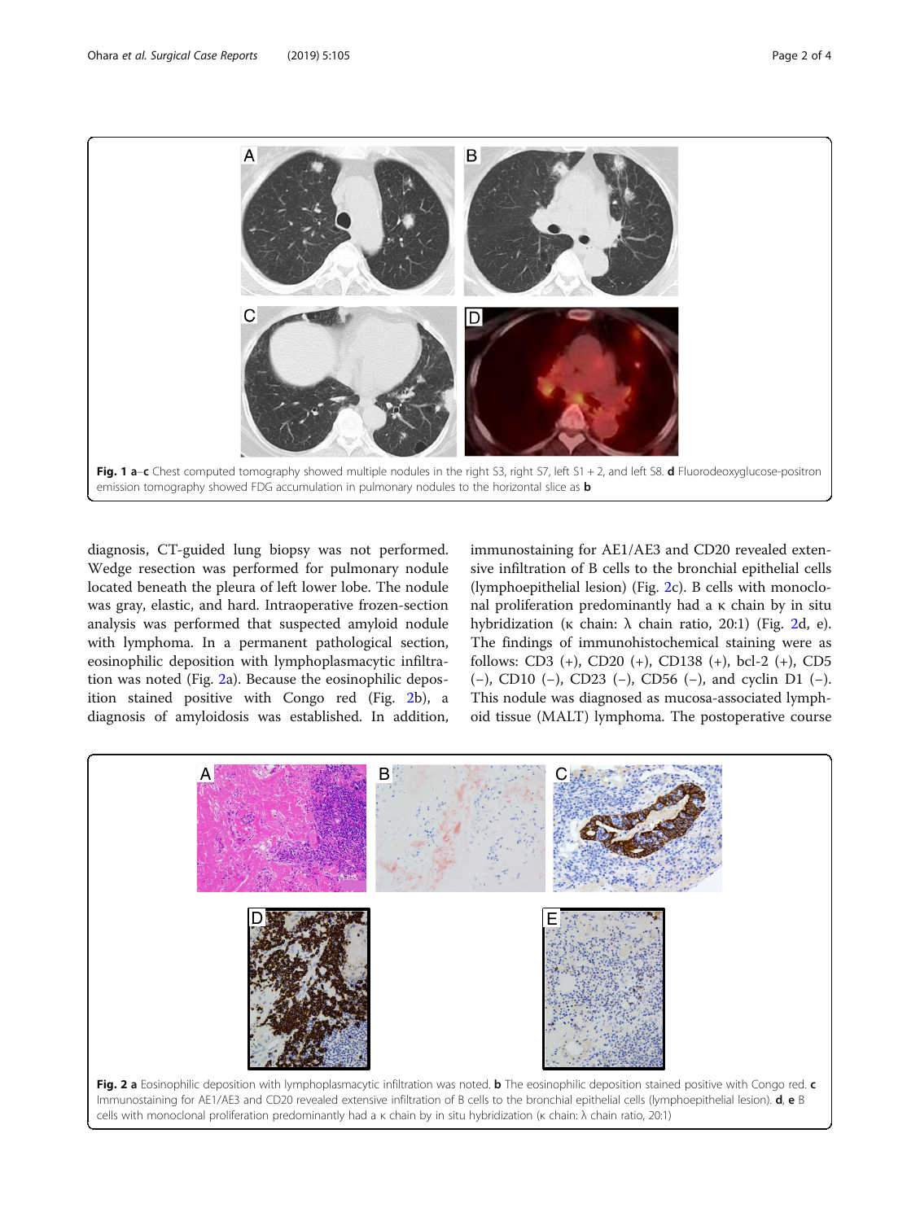Fig. 1 **a**–**c** Chest computed tomography showed multiple nodules in the right S3, right S7, left S1 + 2, and left S8. **d** Fluorodeoxyglucose-positron emission tomography showed FDG accumulation in pulmonary nodules to the horizontal slice as **b**

diagnosis, CT-guided lung biopsy was not performed. Wedge resection was performed for pulmonary nodule located beneath the pleura of left lower lobe. The nodule was gray, elastic, and hard. Intraoperative frozen-section analysis was performed that suspected amyloid nodule with lymphoma. In a permanent pathological section, eosinophilic deposition with lymphoplasmacytic infiltration was noted (Fig. 2a). Because the eosinophilic deposition stained positive with Congo red (Fig. 2b), a diagnosis of amyloidosis was established. In addition, immunostaining for AE1/AE3 and CD20 revealed extensive infiltration of B cells to the bronchial epithelial cells (lymphoepithelial lesion) (Fig. 2c). B cells with monoclonal proliferation predominantly had a κ chain by in situ hybridization (κ chain: λ chain ratio, 20:1) (Fig. 2d, e). The findings of immunohistochemical staining were as follows: CD3 (+), CD20 (+), CD138 (+), bcl-2 (+), CD5 (−), CD10 (−), CD23 (−), CD56 (−), and cyclin D1 (−). This nodule was diagnosed as mucosa-associated lymphoid tissue (MALT) lymphoma. The postoperative course

Fig. 2 **a** Eosinophilic deposition with lymphoplasmacytic infiltration was noted. **b** The eosinophilic deposition stained positive with Congo red. **c** Immunostaining for AE1/AE3 and CD20 revealed extensive infiltration of B cells to the bronchial epithelial cells (lymphoepithelial lesion). **d**, **e** B cells with monoclonal proliferation predominantly had a κ chain by in situ hybridization (κ chain: λ chain ratio, 20:1)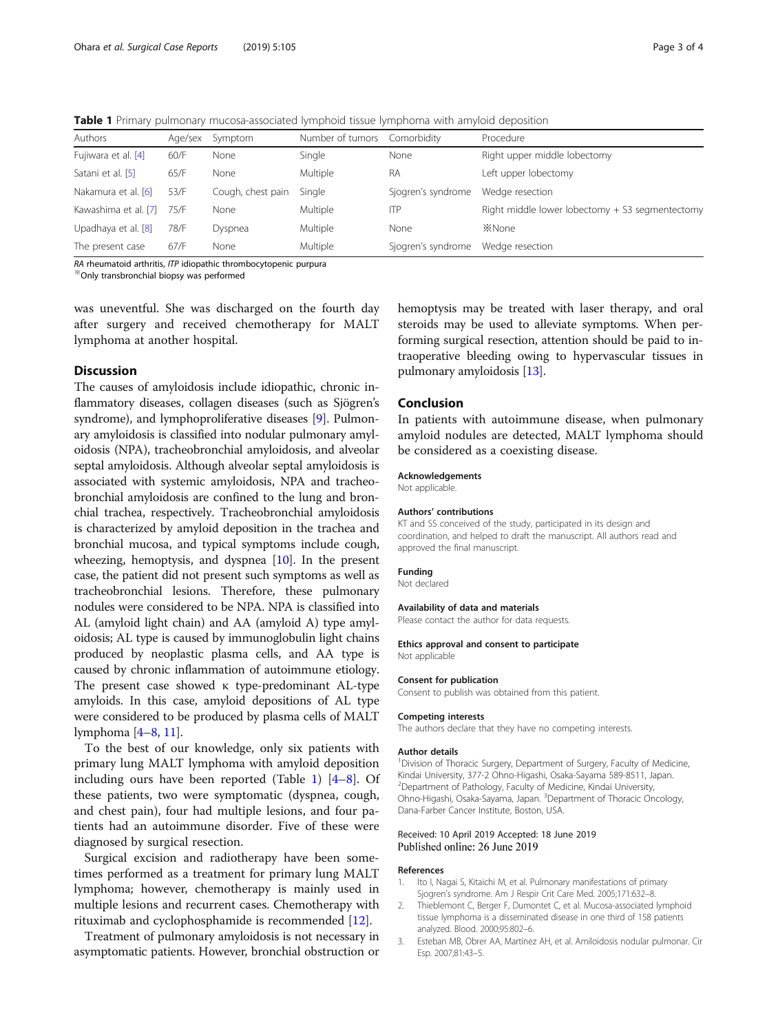**Table 1** Primary pulmonary mucosa-associated lymphoid tissue lymphoma with amyloid deposition

| Authors | Age/sex | Symptom | Number of tumors | Comorbidity | Procedure |
|---|---|---|---|---|---|
| Fujiwara et al. [4] | 60/F | None | Single | None | Right upper middle lobectomy |
| Satani et al. [5] | 65/F | None | Multiple | RA | Left upper lobectomy |
| Nakamura et al. [6] | 53/F | Cough, chest pain | Single | Sjogren's syndrome | Wedge resection |
| Kawashima et al. [7] | 75/F | None | Multiple | ITP | Right middle lower lobectomy + S3 segmentectomy |
| Upadhaya et al. [8] | 78/F | Dyspnea | Multiple | None | ※None |
| The present case | 67/F | None | Multiple | Sjogren's syndrome | Wedge resection |

*RA* rheumatoid arthritis, *ITP* idiopathic thrombocytopenic purpura
※Only transbronchial biopsy was performed

was uneventful. She was discharged on the fourth day after surgery and received chemotherapy for MALT lymphoma at another hospital.

## Discussion

The causes of amyloidosis include idiopathic, chronic inflammatory diseases, collagen diseases (such as Sjögren's syndrome), and lymphoproliferative diseases [9]. Pulmonary amyloidosis is classified into nodular pulmonary amyloidosis (NPA), tracheobronchial amyloidosis, and alveolar septal amyloidosis. Although alveolar septal amyloidosis is associated with systemic amyloidosis, NPA and tracheobronchial amyloidosis are confined to the lung and bronchial trachea, respectively. Tracheobronchial amyloidosis is characterized by amyloid deposition in the trachea and bronchial mucosa, and typical symptoms include cough, wheezing, hemoptysis, and dyspnea [10]. In the present case, the patient did not present such symptoms as well as tracheobronchial lesions. Therefore, these pulmonary nodules were considered to be NPA. NPA is classified into AL (amyloid light chain) and AA (amyloid A) type amyloidosis; AL type is caused by immunoglobulin light chains produced by neoplastic plasma cells, and AA type is caused by chronic inflammation of autoimmune etiology. The present case showed κ type-predominant AL-type amyloids. In this case, amyloid depositions of AL type were considered to be produced by plasma cells of MALT lymphoma [4–8, 11].

To the best of our knowledge, only six patients with primary lung MALT lymphoma with amyloid deposition including ours have been reported (Table 1) [4–8]. Of these patients, two were symptomatic (dyspnea, cough, and chest pain), four had multiple lesions, and four patients had an autoimmune disorder. Five of these were diagnosed by surgical resection.

Surgical excision and radiotherapy have been sometimes performed as a treatment for primary lung MALT lymphoma; however, chemotherapy is mainly used in multiple lesions and recurrent cases. Chemotherapy with rituximab and cyclophosphamide is recommended [12].

Treatment of pulmonary amyloidosis is not necessary in asymptomatic patients. However, bronchial obstruction or hemoptysis may be treated with laser therapy, and oral steroids may be used to alleviate symptoms. When performing surgical resection, attention should be paid to intraoperative bleeding owing to hypervascular tissues in pulmonary amyloidosis [13].

## Conclusion

In patients with autoimmune disease, when pulmonary amyloid nodules are detected, MALT lymphoma should be considered as a coexisting disease.

#### Acknowledgements
Not applicable.

#### Authors' contributions
KT and SS conceived of the study, participated in its design and coordination, and helped to draft the manuscript. All authors read and approved the final manuscript.

#### Funding
Not declared

#### Availability of data and materials
Please contact the author for data requests.

#### Ethics approval and consent to participate
Not applicable

#### Consent for publication
Consent to publish was obtained from this patient.

#### Competing interests
The authors declare that they have no competing interests.

#### Author details
[1]Division of Thoracic Surgery, Department of Surgery, Faculty of Medicine, Kindai University, 377-2 Ohno-Higashi, Osaka-Sayama 589-8511, Japan. [2]Department of Pathology, Faculty of Medicine, Kindai University, Ohno-Higashi, Osaka-Sayama, Japan. [3]Department of Thoracic Oncology, Dana-Farber Cancer Institute, Boston, USA.

Received: 10 April 2019 Accepted: 18 June 2019
Published online: 26 June 2019

#### References

1. Ito I, Nagai S, Kitaichi M, et al. Pulmonary manifestations of primary Sjogren's syndrome. Am J Respir Crit Care Med. 2005;171:632–8.
2. Thieblemont C, Berger F, Dumontet C, et al. Mucosa-associated lymphoid tissue lymphoma is a disseminated disease in one third of 158 patients analyzed. Blood. 2000;95:802–6.
3. Esteban MB, Obrer AA, Martínez AH, et al. Amiloidosis nodular pulmonar. Cir Esp. 2007;81:43–5.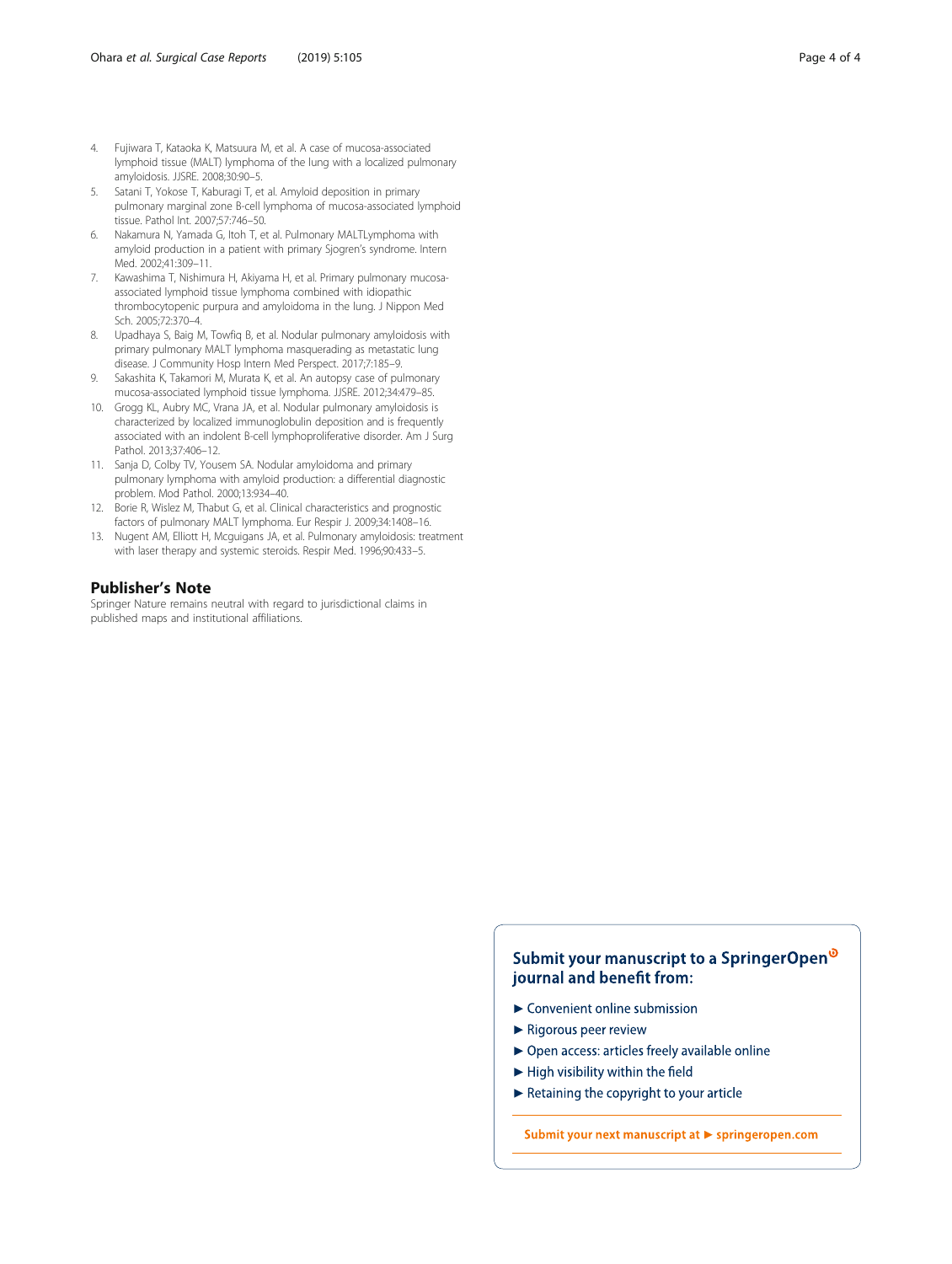4. Fujiwara T, Kataoka K, Matsuura M, et al. A case of mucosa-associated lymphoid tissue (MALT) lymphoma of the lung with a localized pulmonary amyloidosis. JJSRE. 2008;30:90–5.
5. Satani T, Yokose T, Kaburagi T, et al. Amyloid deposition in primary pulmonary marginal zone B-cell lymphoma of mucosa-associated lymphoid tissue. Pathol Int. 2007;57:746–50.
6. Nakamura N, Yamada G, Itoh T, et al. Pulmonary MALTLymphoma with amyloid production in a patient with primary Sjogren's syndrome. Intern Med. 2002;41:309–11.
7. Kawashima T, Nishimura H, Akiyama H, et al. Primary pulmonary mucosa-associated lymphoid tissue lymphoma combined with idiopathic thrombocytopenic purpura and amyloidoma in the lung. J Nippon Med Sch. 2005;72:370–4.
8. Upadhaya S, Baig M, Towfiq B, et al. Nodular pulmonary amyloidosis with primary pulmonary MALT lymphoma masquerading as metastatic lung disease. J Community Hosp Intern Med Perspect. 2017;7:185–9.
9. Sakashita K, Takamori M, Murata K, et al. An autopsy case of pulmonary mucosa-associated lymphoid tissue lymphoma. JJSRE. 2012;34:479–85.
10. Grogg KL, Aubry MC, Vrana JA, et al. Nodular pulmonary amyloidosis is characterized by localized immunoglobulin deposition and is frequently associated with an indolent B-cell lymphoproliferative disorder. Am J Surg Pathol. 2013;37:406–12.
11. Sanja D, Colby TV, Yousem SA. Nodular amyloidoma and primary pulmonary lymphoma with amyloid production: a differential diagnostic problem. Mod Pathol. 2000;13:934–40.
12. Borie R, Wislez M, Thabut G, et al. Clinical characteristics and prognostic factors of pulmonary MALT lymphoma. Eur Respir J. 2009;34:1408–16.
13. Nugent AM, Elliott H, Mcguigans JA, et al. Pulmonary amyloidosis: treatment with laser therapy and systemic steroids. Respir Med. 1996;90:433–5.

## Publisher's Note

Springer Nature remains neutral with regard to jurisdictional claims in published maps and institutional affiliations.

**Submit your manuscript to a SpringerOpen journal and benefit from:**

- ► Convenient online submission
- ► Rigorous peer review
- ► Open access: articles freely available online
- ► High visibility within the field
- ► Retaining the copyright to your article

**Submit your next manuscript at ► springeropen.com**